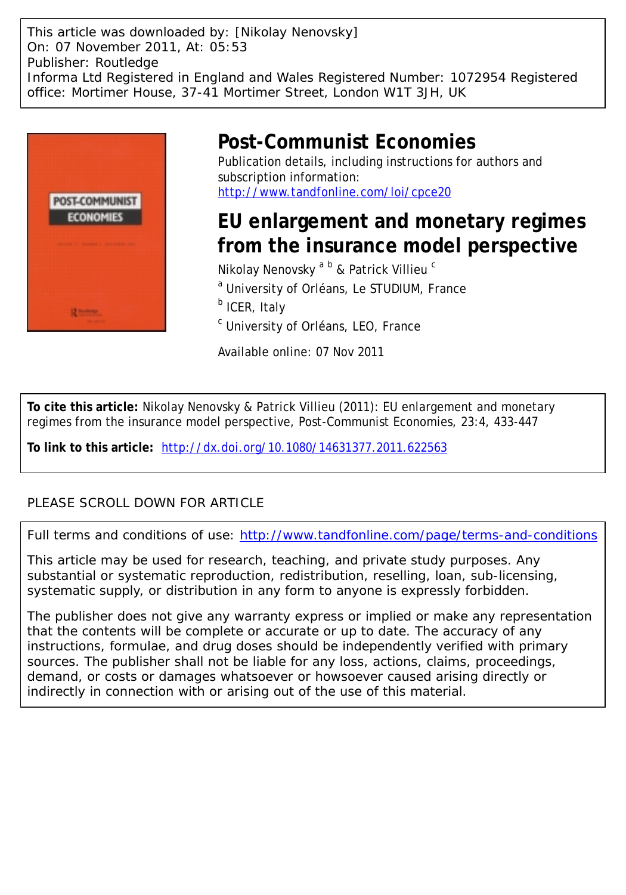This article was downloaded by: [Nikolay Nenovsky]
On: 07 November 2011, At: 05:53
Publisher: Routledge
Informa Ltd Registered in England and Wales Registered Number: 1072954 Registered office: Mortimer House, 37-41 Mortimer Street, London W1T 3JH, UK

# Post-Communist Economies

Publication details, including instructions for authors and subscription information:
http://www.tandfonline.com/loi/cpce20

# EU enlargement and monetary regimes from the insurance model perspective

Nikolay Nenovsky [a b] & Patrick Villieu [c]

[a] University of Orléans, Le STUDIUM, France

[b] ICER, Italy

[c] University of Orléans, LEO, France

Available online: 07 Nov 2011

**To cite this article:** Nikolay Nenovsky & Patrick Villieu (2011): EU enlargement and monetary regimes from the insurance model perspective, Post-Communist Economies, 23:4, 433-447

**To link to this article:** http://dx.doi.org/10.1080/14631377.2011.622563

PLEASE SCROLL DOWN FOR ARTICLE

Full terms and conditions of use: http://www.tandfonline.com/page/terms-and-conditions

This article may be used for research, teaching, and private study purposes. Any substantial or systematic reproduction, redistribution, reselling, loan, sub-licensing, systematic supply, or distribution in any form to anyone is expressly forbidden.

The publisher does not give any warranty express or implied or make any representation that the contents will be complete or accurate or up to date. The accuracy of any instructions, formulae, and drug doses should be independently verified with primary sources. The publisher shall not be liable for any loss, actions, claims, proceedings, demand, or costs or damages whatsoever or howsoever caused arising directly or indirectly in connection with or arising out of the use of this material.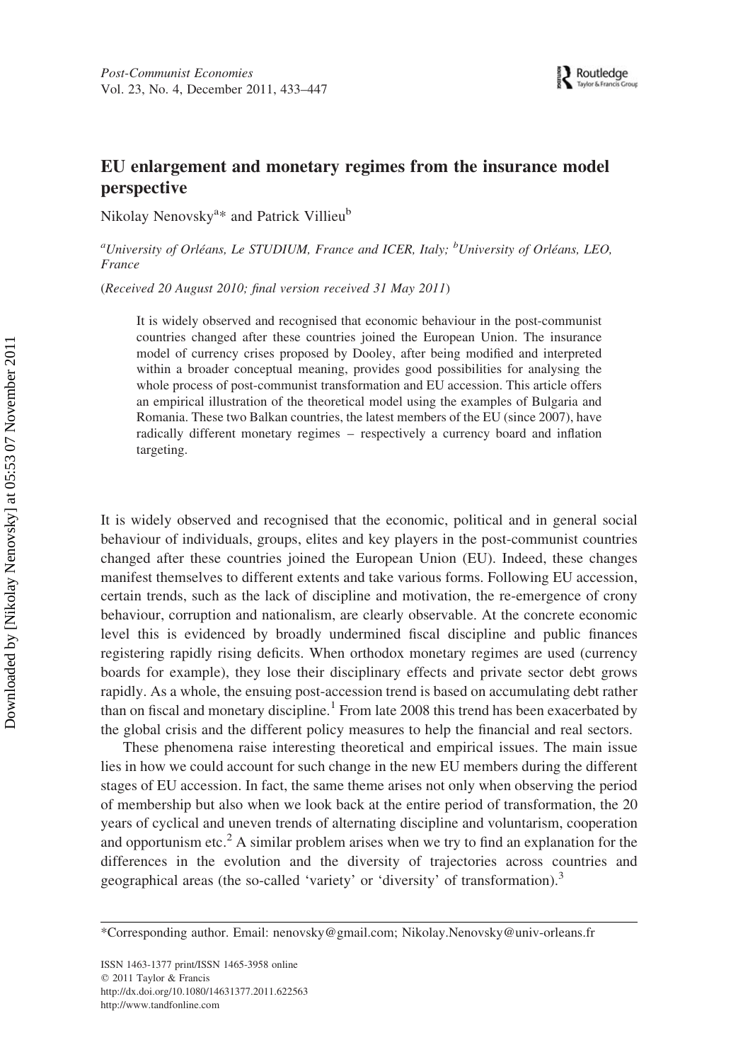# EU enlargement and monetary regimes from the insurance model perspective

Nikolay Nenovsky[a]* and Patrick Villieu[b]

[a]*University of Orléans, Le STUDIUM, France and ICER, Italy;* [b]*University of Orléans, LEO, France*

(*Received 20 August 2010; final version received 31 May 2011*)

> It is widely observed and recognised that economic behaviour in the post-communist countries changed after these countries joined the European Union. The insurance model of currency crises proposed by Dooley, after being modified and interpreted within a broader conceptual meaning, provides good possibilities for analysing the whole process of post-communist transformation and EU accession. This article offers an empirical illustration of the theoretical model using the examples of Bulgaria and Romania. These two Balkan countries, the latest members of the EU (since 2007), have radically different monetary regimes – respectively a currency board and inflation targeting.

It is widely observed and recognised that the economic, political and in general social behaviour of individuals, groups, elites and key players in the post-communist countries changed after these countries joined the European Union (EU). Indeed, these changes manifest themselves to different extents and take various forms. Following EU accession, certain trends, such as the lack of discipline and motivation, the re-emergence of crony behaviour, corruption and nationalism, are clearly observable. At the concrete economic level this is evidenced by broadly undermined fiscal discipline and public finances registering rapidly rising deficits. When orthodox monetary regimes are used (currency boards for example), they lose their disciplinary effects and private sector debt grows rapidly. As a whole, the ensuing post-accession trend is based on accumulating debt rather than on fiscal and monetary discipline.[1] From late 2008 this trend has been exacerbated by the global crisis and the different policy measures to help the financial and real sectors.

These phenomena raise interesting theoretical and empirical issues. The main issue lies in how we could account for such change in the new EU members during the different stages of EU accession. In fact, the same theme arises not only when observing the period of membership but also when we look back at the entire period of transformation, the 20 years of cyclical and uneven trends of alternating discipline and voluntarism, cooperation and opportunism etc.[2] A similar problem arises when we try to find an explanation for the differences in the evolution and the diversity of trajectories across countries and geographical areas (the so-called 'variety' or 'diversity' of transformation).[3]

---

*Corresponding author. Email: nenovsky@gmail.com; Nikolay.Nenovsky@univ-orleans.fr

ISSN 1463-1377 print/ISSN 1465-3958 online
© 2011 Taylor & Francis
http://dx.doi.org/10.1080/14631377.2011.622563
http://www.tandfonline.com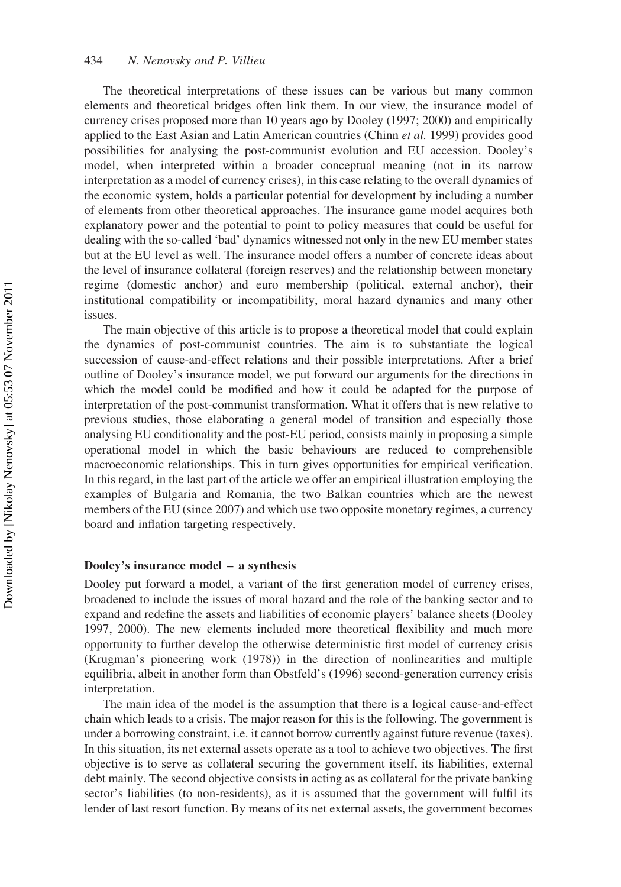The theoretical interpretations of these issues can be various but many common elements and theoretical bridges often link them. In our view, the insurance model of currency crises proposed more than 10 years ago by Dooley (1997; 2000) and empirically applied to the East Asian and Latin American countries (Chinn *et al.* 1999) provides good possibilities for analysing the post-communist evolution and EU accession. Dooley's model, when interpreted within a broader conceptual meaning (not in its narrow interpretation as a model of currency crises), in this case relating to the overall dynamics of the economic system, holds a particular potential for development by including a number of elements from other theoretical approaches. The insurance game model acquires both explanatory power and the potential to point to policy measures that could be useful for dealing with the so-called 'bad' dynamics witnessed not only in the new EU member states but at the EU level as well. The insurance model offers a number of concrete ideas about the level of insurance collateral (foreign reserves) and the relationship between monetary regime (domestic anchor) and euro membership (political, external anchor), their institutional compatibility or incompatibility, moral hazard dynamics and many other issues.

The main objective of this article is to propose a theoretical model that could explain the dynamics of post-communist countries. The aim is to substantiate the logical succession of cause-and-effect relations and their possible interpretations. After a brief outline of Dooley's insurance model, we put forward our arguments for the directions in which the model could be modified and how it could be adapted for the purpose of interpretation of the post-communist transformation. What it offers that is new relative to previous studies, those elaborating a general model of transition and especially those analysing EU conditionality and the post-EU period, consists mainly in proposing a simple operational model in which the basic behaviours are reduced to comprehensible macroeconomic relationships. This in turn gives opportunities for empirical verification. In this regard, in the last part of the article we offer an empirical illustration employing the examples of Bulgaria and Romania, the two Balkan countries which are the newest members of the EU (since 2007) and which use two opposite monetary regimes, a currency board and inflation targeting respectively.

## Dooley's insurance model – a synthesis

Dooley put forward a model, a variant of the first generation model of currency crises, broadened to include the issues of moral hazard and the role of the banking sector and to expand and redefine the assets and liabilities of economic players' balance sheets (Dooley 1997, 2000). The new elements included more theoretical flexibility and much more opportunity to further develop the otherwise deterministic first model of currency crisis (Krugman's pioneering work (1978)) in the direction of nonlinearities and multiple equilibria, albeit in another form than Obstfeld's (1996) second-generation currency crisis interpretation.

The main idea of the model is the assumption that there is a logical cause-and-effect chain which leads to a crisis. The major reason for this is the following. The government is under a borrowing constraint, i.e. it cannot borrow currently against future revenue (taxes). In this situation, its net external assets operate as a tool to achieve two objectives. The first objective is to serve as collateral securing the government itself, its liabilities, external debt mainly. The second objective consists in acting as as collateral for the private banking sector's liabilities (to non-residents), as it is assumed that the government will fulfil its lender of last resort function. By means of its net external assets, the government becomes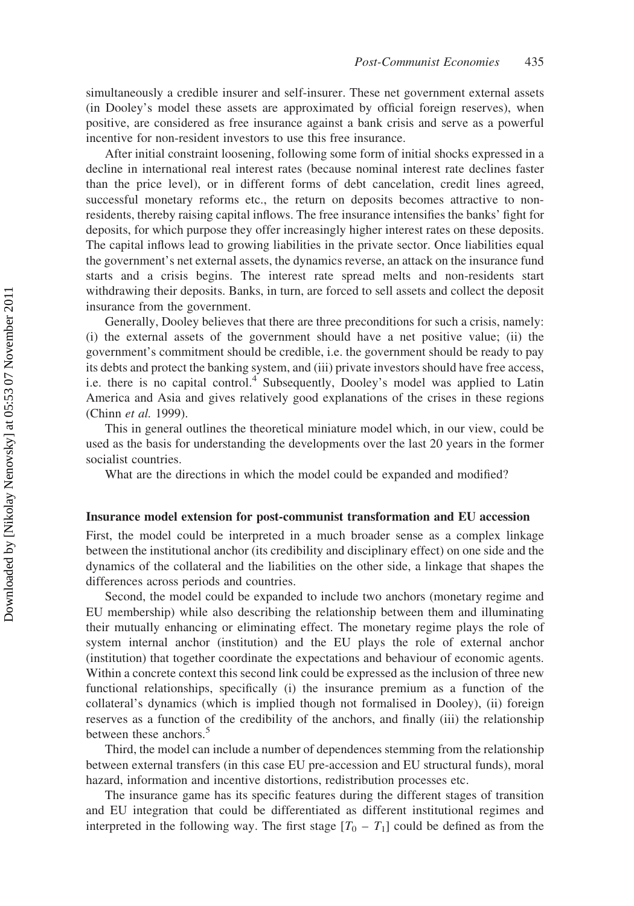simultaneously a credible insurer and self-insurer. These net government external assets (in Dooley's model these assets are approximated by official foreign reserves), when positive, are considered as free insurance against a bank crisis and serve as a powerful incentive for non-resident investors to use this free insurance.

After initial constraint loosening, following some form of initial shocks expressed in a decline in international real interest rates (because nominal interest rate declines faster than the price level), or in different forms of debt cancelation, credit lines agreed, successful monetary reforms etc., the return on deposits becomes attractive to non-residents, thereby raising capital inflows. The free insurance intensifies the banks' fight for deposits, for which purpose they offer increasingly higher interest rates on these deposits. The capital inflows lead to growing liabilities in the private sector. Once liabilities equal the government's net external assets, the dynamics reverse, an attack on the insurance fund starts and a crisis begins. The interest rate spread melts and non-residents start withdrawing their deposits. Banks, in turn, are forced to sell assets and collect the deposit insurance from the government.

Generally, Dooley believes that there are three preconditions for such a crisis, namely: (i) the external assets of the government should have a net positive value; (ii) the government's commitment should be credible, i.e. the government should be ready to pay its debts and protect the banking system, and (iii) private investors should have free access, i.e. there is no capital control.[4] Subsequently, Dooley's model was applied to Latin America and Asia and gives relatively good explanations of the crises in these regions (Chinn *et al.* 1999).

This in general outlines the theoretical miniature model which, in our view, could be used as the basis for understanding the developments over the last 20 years in the former socialist countries.

What are the directions in which the model could be expanded and modified?

## Insurance model extension for post-communist transformation and EU accession

First, the model could be interpreted in a much broader sense as a complex linkage between the institutional anchor (its credibility and disciplinary effect) on one side and the dynamics of the collateral and the liabilities on the other side, a linkage that shapes the differences across periods and countries.

Second, the model could be expanded to include two anchors (monetary regime and EU membership) while also describing the relationship between them and illuminating their mutually enhancing or eliminating effect. The monetary regime plays the role of system internal anchor (institution) and the EU plays the role of external anchor (institution) that together coordinate the expectations and behaviour of economic agents. Within a concrete context this second link could be expressed as the inclusion of three new functional relationships, specifically (i) the insurance premium as a function of the collateral's dynamics (which is implied though not formalised in Dooley), (ii) foreign reserves as a function of the credibility of the anchors, and finally (iii) the relationship between these anchors.[5]

Third, the model can include a number of dependences stemming from the relationship between external transfers (in this case EU pre-accession and EU structural funds), moral hazard, information and incentive distortions, redistribution processes etc.

The insurance game has its specific features during the different stages of transition and EU integration that could be differentiated as different institutional regimes and interpreted in the following way. The first stage $[T_0 - T_1]$ could be defined as from the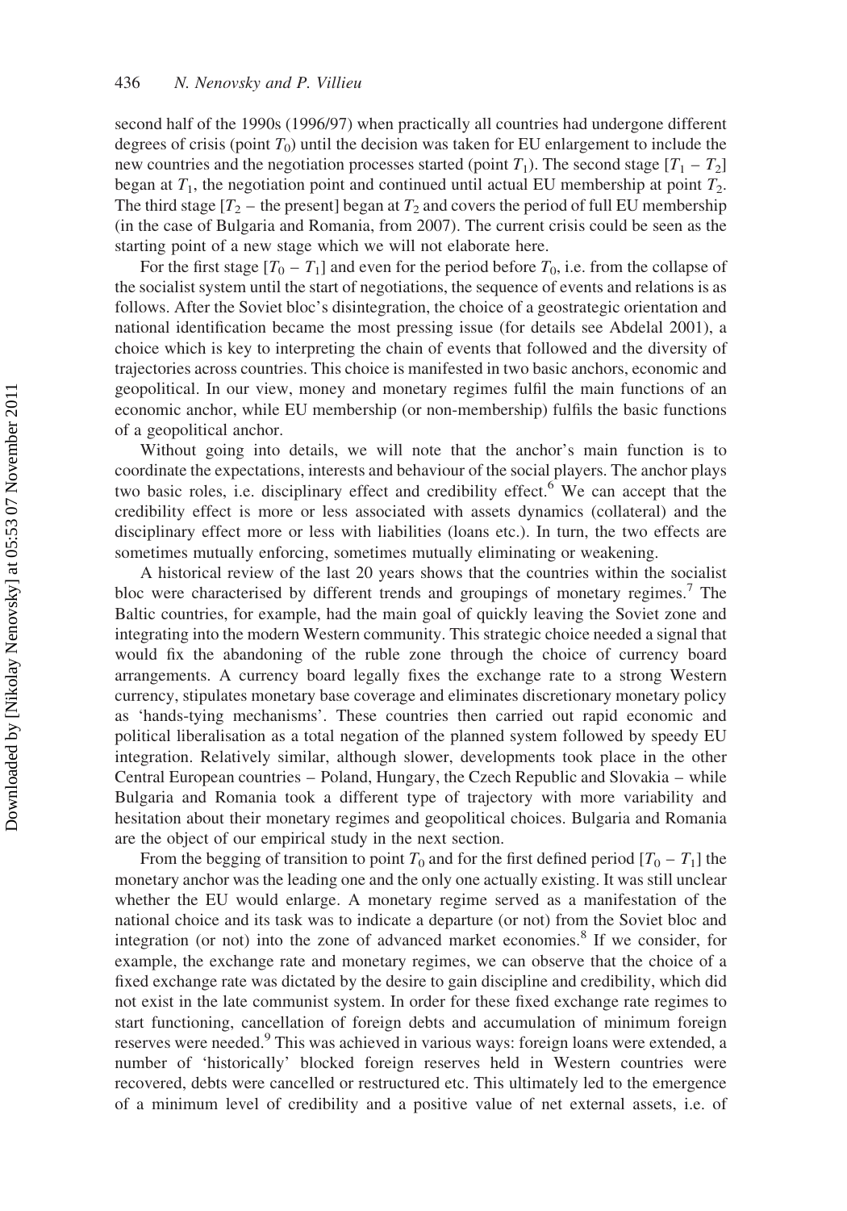second half of the 1990s (1996/97) when practically all countries had undergone different degrees of crisis (point $T_0$) until the decision was taken for EU enlargement to include the new countries and the negotiation processes started (point $T_1$). The second stage [$T_1 - T_2$] began at $T_1$, the negotiation point and continued until actual EU membership at point $T_2$. The third stage [$T_2$ – the present] began at $T_2$ and covers the period of full EU membership (in the case of Bulgaria and Romania, from 2007). The current crisis could be seen as the starting point of a new stage which we will not elaborate here.

For the first stage [$T_0 - T_1$] and even for the period before $T_0$, i.e. from the collapse of the socialist system until the start of negotiations, the sequence of events and relations is as follows. After the Soviet bloc's disintegration, the choice of a geostrategic orientation and national identification became the most pressing issue (for details see Abdelal 2001), a choice which is key to interpreting the chain of events that followed and the diversity of trajectories across countries. This choice is manifested in two basic anchors, economic and geopolitical. In our view, money and monetary regimes fulfil the main functions of an economic anchor, while EU membership (or non-membership) fulfils the basic functions of a geopolitical anchor.

Without going into details, we will note that the anchor's main function is to coordinate the expectations, interests and behaviour of the social players. The anchor plays two basic roles, i.e. disciplinary effect and credibility effect.[6] We can accept that the credibility effect is more or less associated with assets dynamics (collateral) and the disciplinary effect more or less with liabilities (loans etc.). In turn, the two effects are sometimes mutually enforcing, sometimes mutually eliminating or weakening.

A historical review of the last 20 years shows that the countries within the socialist bloc were characterised by different trends and groupings of monetary regimes.[7] The Baltic countries, for example, had the main goal of quickly leaving the Soviet zone and integrating into the modern Western community. This strategic choice needed a signal that would fix the abandoning of the ruble zone through the choice of currency board arrangements. A currency board legally fixes the exchange rate to a strong Western currency, stipulates monetary base coverage and eliminates discretionary monetary policy as 'hands-tying mechanisms'. These countries then carried out rapid economic and political liberalisation as a total negation of the planned system followed by speedy EU integration. Relatively similar, although slower, developments took place in the other Central European countries – Poland, Hungary, the Czech Republic and Slovakia – while Bulgaria and Romania took a different type of trajectory with more variability and hesitation about their monetary regimes and geopolitical choices. Bulgaria and Romania are the object of our empirical study in the next section.

From the begging of transition to point $T_0$ and for the first defined period [$T_0 - T_1$] the monetary anchor was the leading one and the only one actually existing. It was still unclear whether the EU would enlarge. A monetary regime served as a manifestation of the national choice and its task was to indicate a departure (or not) from the Soviet bloc and integration (or not) into the zone of advanced market economies.[8] If we consider, for example, the exchange rate and monetary regimes, we can observe that the choice of a fixed exchange rate was dictated by the desire to gain discipline and credibility, which did not exist in the late communist system. In order for these fixed exchange rate regimes to start functioning, cancellation of foreign debts and accumulation of minimum foreign reserves were needed.[9] This was achieved in various ways: foreign loans were extended, a number of 'historically' blocked foreign reserves held in Western countries were recovered, debts were cancelled or restructured etc. This ultimately led to the emergence of a minimum level of credibility and a positive value of net external assets, i.e. of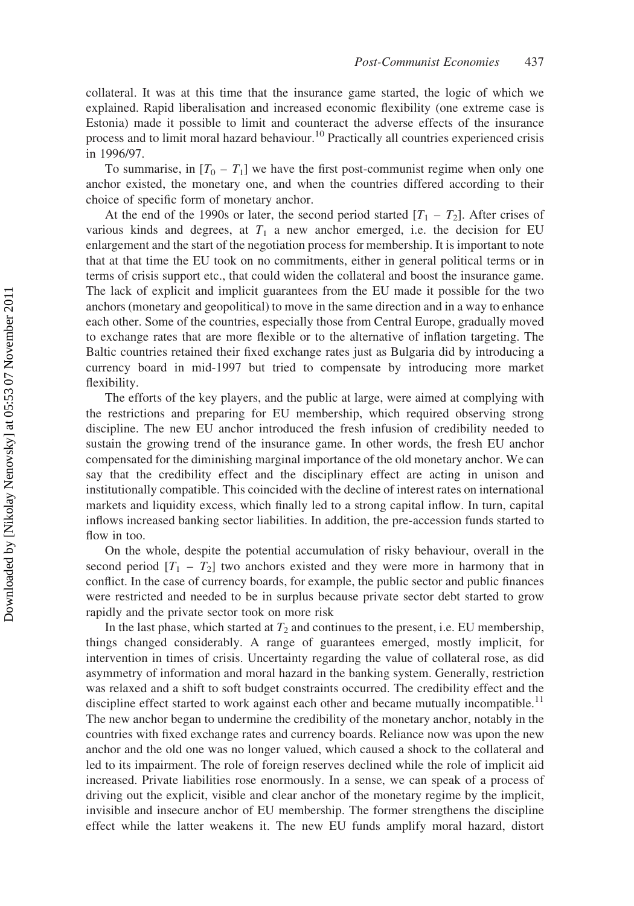collateral. It was at this time that the insurance game started, the logic of which we explained. Rapid liberalisation and increased economic flexibility (one extreme case is Estonia) made it possible to limit and counteract the adverse effects of the insurance process and to limit moral hazard behaviour.[10] Practically all countries experienced crisis in 1996/97.

To summarise, in $[T_0 - T_1]$ we have the first post-communist regime when only one anchor existed, the monetary one, and when the countries differed according to their choice of specific form of monetary anchor.

At the end of the 1990s or later, the second period started $[T_1 - T_2]$. After crises of various kinds and degrees, at $T_1$ a new anchor emerged, i.e. the decision for EU enlargement and the start of the negotiation process for membership. It is important to note that at that time the EU took on no commitments, either in general political terms or in terms of crisis support etc., that could widen the collateral and boost the insurance game. The lack of explicit and implicit guarantees from the EU made it possible for the two anchors (monetary and geopolitical) to move in the same direction and in a way to enhance each other. Some of the countries, especially those from Central Europe, gradually moved to exchange rates that are more flexible or to the alternative of inflation targeting. The Baltic countries retained their fixed exchange rates just as Bulgaria did by introducing a currency board in mid-1997 but tried to compensate by introducing more market flexibility.

The efforts of the key players, and the public at large, were aimed at complying with the restrictions and preparing for EU membership, which required observing strong discipline. The new EU anchor introduced the fresh infusion of credibility needed to sustain the growing trend of the insurance game. In other words, the fresh EU anchor compensated for the diminishing marginal importance of the old monetary anchor. We can say that the credibility effect and the disciplinary effect are acting in unison and institutionally compatible. This coincided with the decline of interest rates on international markets and liquidity excess, which finally led to a strong capital inflow. In turn, capital inflows increased banking sector liabilities. In addition, the pre-accession funds started to flow in too.

On the whole, despite the potential accumulation of risky behaviour, overall in the second period $[T_1 - T_2]$ two anchors existed and they were more in harmony that in conflict. In the case of currency boards, for example, the public sector and public finances were restricted and needed to be in surplus because private sector debt started to grow rapidly and the private sector took on more risk

In the last phase, which started at $T_2$ and continues to the present, i.e. EU membership, things changed considerably. A range of guarantees emerged, mostly implicit, for intervention in times of crisis. Uncertainty regarding the value of collateral rose, as did asymmetry of information and moral hazard in the banking system. Generally, restriction was relaxed and a shift to soft budget constraints occurred. The credibility effect and the discipline effect started to work against each other and became mutually incompatible.[11] The new anchor began to undermine the credibility of the monetary anchor, notably in the countries with fixed exchange rates and currency boards. Reliance now was upon the new anchor and the old one was no longer valued, which caused a shock to the collateral and led to its impairment. The role of foreign reserves declined while the role of implicit aid increased. Private liabilities rose enormously. In a sense, we can speak of a process of driving out the explicit, visible and clear anchor of the monetary regime by the implicit, invisible and insecure anchor of EU membership. The former strengthens the discipline effect while the latter weakens it. The new EU funds amplify moral hazard, distort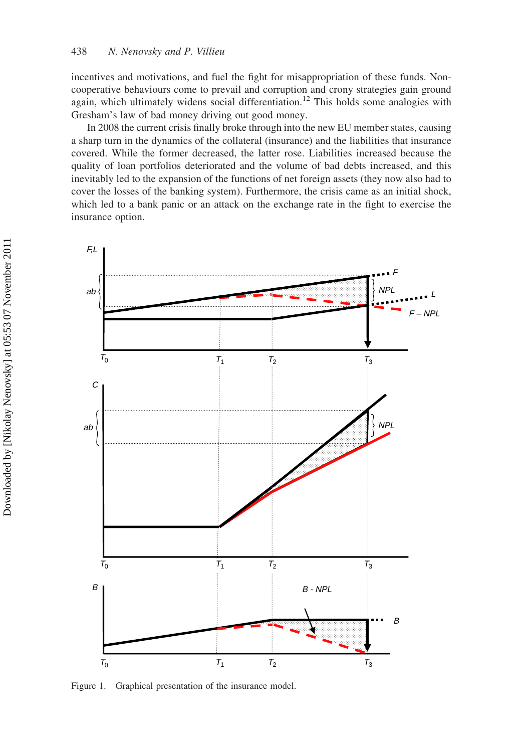incentives and motivations, and fuel the fight for misappropriation of these funds. Non-cooperative behaviours come to prevail and corruption and crony strategies gain ground again, which ultimately widens social differentiation.[12] This holds some analogies with Gresham's law of bad money driving out good money.

In 2008 the current crisis finally broke through into the new EU member states, causing a sharp turn in the dynamics of the collateral (insurance) and the liabilities that insurance covered. While the former decreased, the latter rose. Liabilities increased because the quality of loan portfolios deteriorated and the volume of bad debts increased, and this inevitably led to the expansion of the functions of net foreign assets (they now also had to cover the losses of the banking system). Furthermore, the crisis came as an initial shock, which led to a bank panic or an attack on the exchange rate in the fight to exercise the insurance option.

Figure 1. Graphical presentation of the insurance model.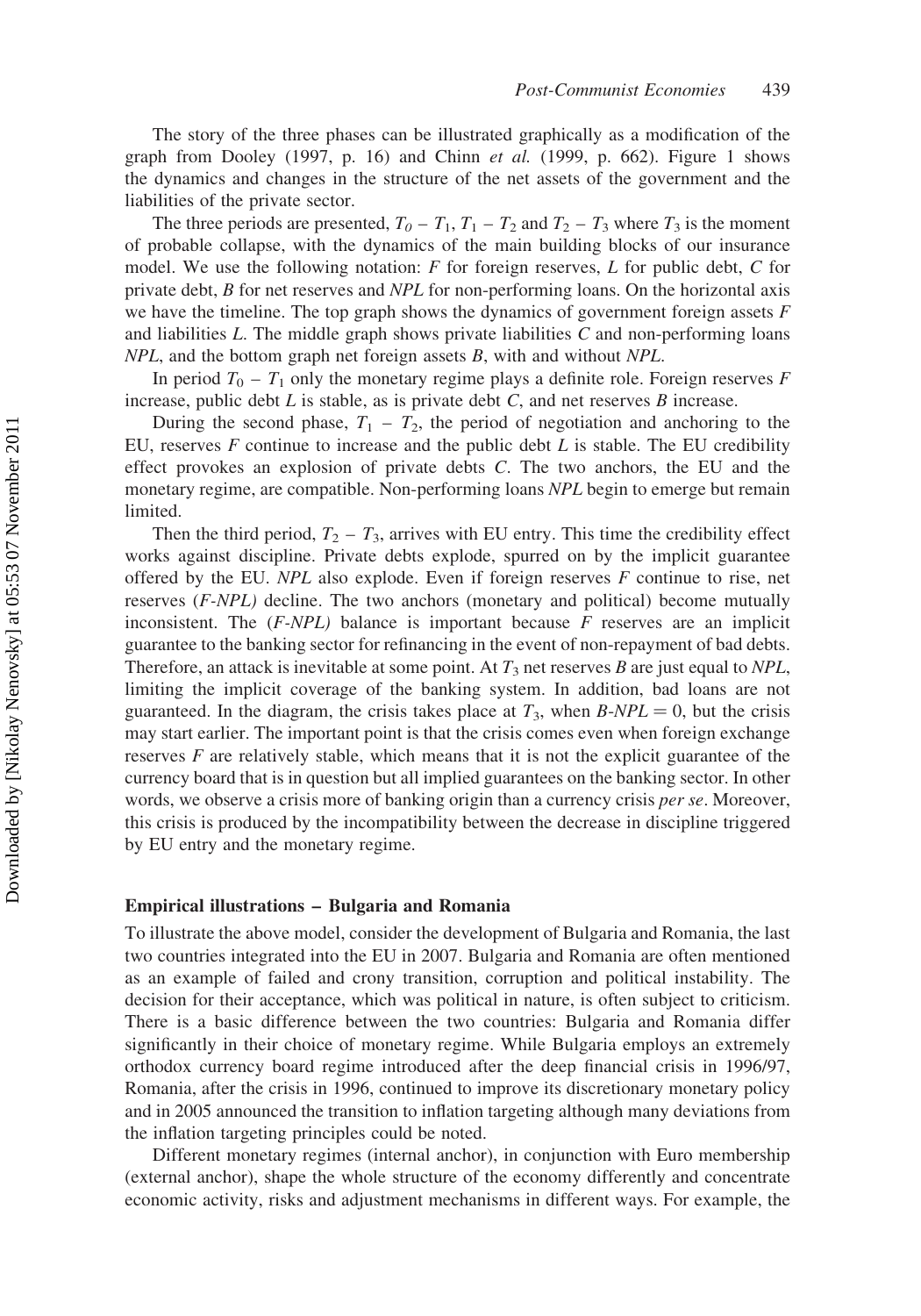The story of the three phases can be illustrated graphically as a modification of the graph from Dooley (1997, p. 16) and Chinn *et al.* (1999, p. 662). Figure 1 shows the dynamics and changes in the structure of the net assets of the government and the liabilities of the private sector.

The three periods are presented, $T_0 - T_1$, $T_1 - T_2$ and $T_2 - T_3$ where $T_3$ is the moment of probable collapse, with the dynamics of the main building blocks of our insurance model. We use the following notation: $F$ for foreign reserves, $L$ for public debt, $C$ for private debt, $B$ for net reserves and $NPL$ for non-performing loans. On the horizontal axis we have the timeline. The top graph shows the dynamics of government foreign assets $F$ and liabilities $L$. The middle graph shows private liabilities $C$ and non-performing loans $NPL$, and the bottom graph net foreign assets $B$, with and without $NPL$.

In period $T_0 - T_1$ only the monetary regime plays a definite role. Foreign reserves $F$ increase, public debt $L$ is stable, as is private debt $C$, and net reserves $B$ increase.

During the second phase, $T_1 - T_2$, the period of negotiation and anchoring to the EU, reserves $F$ continue to increase and the public debt $L$ is stable. The EU credibility effect provokes an explosion of private debts $C$. The two anchors, the EU and the monetary regime, are compatible. Non-performing loans $NPL$ begin to emerge but remain limited.

Then the third period, $T_2 - T_3$, arrives with EU entry. This time the credibility effect works against discipline. Private debts explode, spurred on by the implicit guarantee offered by the EU. $NPL$ also explode. Even if foreign reserves $F$ continue to rise, net reserves $(F\text{-}NPL)$ decline. The two anchors (monetary and political) become mutually inconsistent. The $(F\text{-}NPL)$ balance is important because $F$ reserves are an implicit guarantee to the banking sector for refinancing in the event of non-repayment of bad debts. Therefore, an attack is inevitable at some point. At $T_3$ net reserves $B$ are just equal to $NPL$, limiting the implicit coverage of the banking system. In addition, bad loans are not guaranteed. In the diagram, the crisis takes place at $T_3$, when $B\text{-}NPL = 0$, but the crisis may start earlier. The important point is that the crisis comes even when foreign exchange reserves $F$ are relatively stable, which means that it is not the explicit guarantee of the currency board that is in question but all implied guarantees on the banking sector. In other words, we observe a crisis more of banking origin than a currency crisis *per se*. Moreover, this crisis is produced by the incompatibility between the decrease in discipline triggered by EU entry and the monetary regime.

### Empirical illustrations – Bulgaria and Romania

To illustrate the above model, consider the development of Bulgaria and Romania, the last two countries integrated into the EU in 2007. Bulgaria and Romania are often mentioned as an example of failed and crony transition, corruption and political instability. The decision for their acceptance, which was political in nature, is often subject to criticism. There is a basic difference between the two countries: Bulgaria and Romania differ significantly in their choice of monetary regime. While Bulgaria employs an extremely orthodox currency board regime introduced after the deep financial crisis in 1996/97, Romania, after the crisis in 1996, continued to improve its discretionary monetary policy and in 2005 announced the transition to inflation targeting although many deviations from the inflation targeting principles could be noted.

Different monetary regimes (internal anchor), in conjunction with Euro membership (external anchor), shape the whole structure of the economy differently and concentrate economic activity, risks and adjustment mechanisms in different ways. For example, the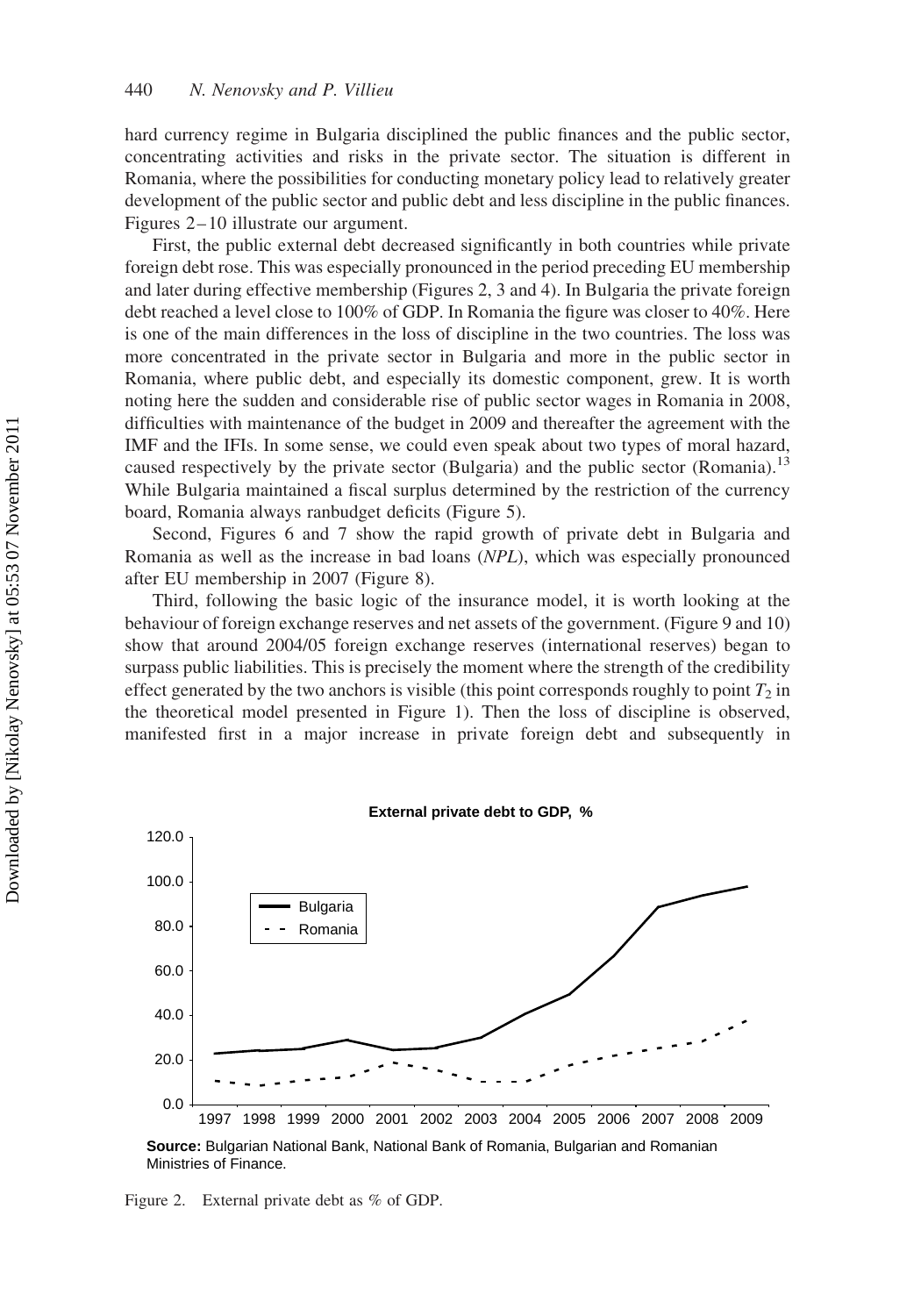hard currency regime in Bulgaria disciplined the public finances and the public sector, concentrating activities and risks in the private sector. The situation is different in Romania, where the possibilities for conducting monetary policy lead to relatively greater development of the public sector and public debt and less discipline in the public finances. Figures 2–10 illustrate our argument.

First, the public external debt decreased significantly in both countries while private foreign debt rose. This was especially pronounced in the period preceding EU membership and later during effective membership (Figures 2, 3 and 4). In Bulgaria the private foreign debt reached a level close to 100% of GDP. In Romania the figure was closer to 40%. Here is one of the main differences in the loss of discipline in the two countries. The loss was more concentrated in the private sector in Bulgaria and more in the public sector in Romania, where public debt, and especially its domestic component, grew. It is worth noting here the sudden and considerable rise of public sector wages in Romania in 2008, difficulties with maintenance of the budget in 2009 and thereafter the agreement with the IMF and the IFIs. In some sense, we could even speak about two types of moral hazard, caused respectively by the private sector (Bulgaria) and the public sector (Romania).[13] While Bulgaria maintained a fiscal surplus determined by the restriction of the currency board, Romania always ranbudget deficits (Figure 5).

Second, Figures 6 and 7 show the rapid growth of private debt in Bulgaria and Romania as well as the increase in bad loans (*NPL*), which was especially pronounced after EU membership in 2007 (Figure 8).

Third, following the basic logic of the insurance model, it is worth looking at the behaviour of foreign exchange reserves and net assets of the government. (Figure 9 and 10) show that around 2004/05 foreign exchange reserves (international reserves) began to surpass public liabilities. This is precisely the moment where the strength of the credibility effect generated by the two anchors is visible (this point corresponds roughly to point $T_2$ in the theoretical model presented in Figure 1). Then the loss of discipline is observed, manifested first in a major increase in private foreign debt and subsequently in

**External private debt to GDP, %**

**Source:** Bulgarian National Bank, National Bank of Romania, Bulgarian and Romanian Ministries of Finance.

Figure 2. External private debt as % of GDP.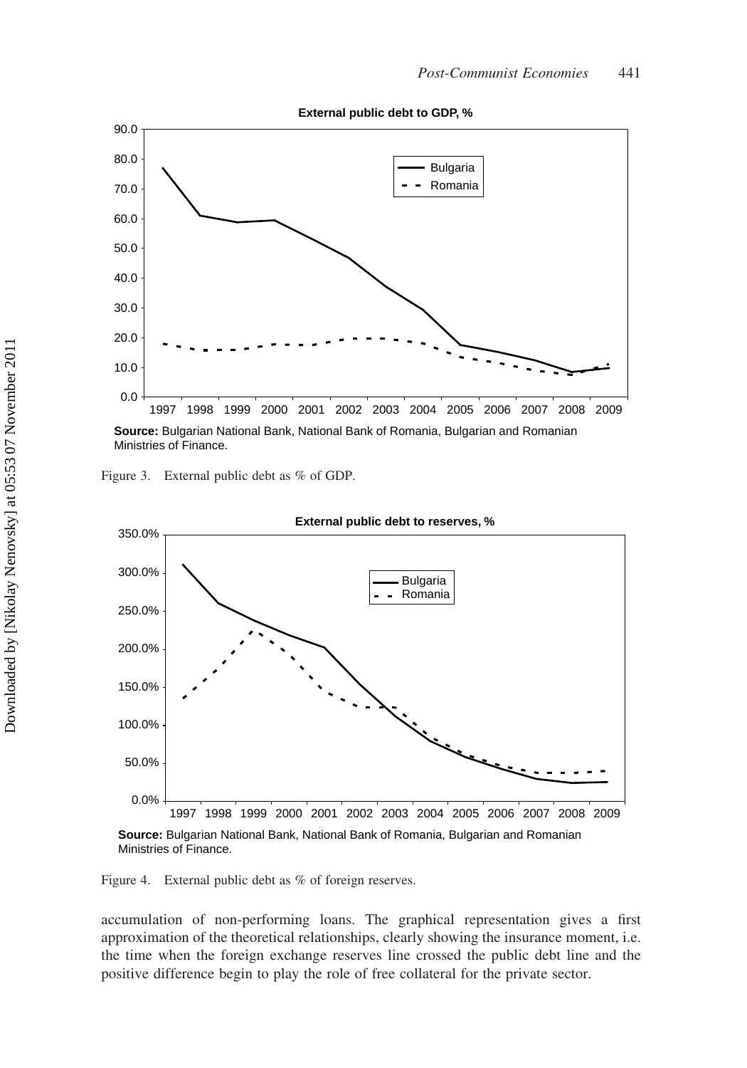**External public debt to GDP, %**

**Source:** Bulgarian National Bank, National Bank of Romania, Bulgarian and Romanian Ministries of Finance.

Figure 3. External public debt as % of GDP.

**External public debt to reserves, %**

**Source:** Bulgarian National Bank, National Bank of Romania, Bulgarian and Romanian Ministries of Finance.

Figure 4. External public debt as % of foreign reserves.

accumulation of non-performing loans. The graphical representation gives a first approximation of the theoretical relationships, clearly showing the insurance moment, i.e. the time when the foreign exchange reserves line crossed the public debt line and the positive difference begin to play the role of free collateral for the private sector.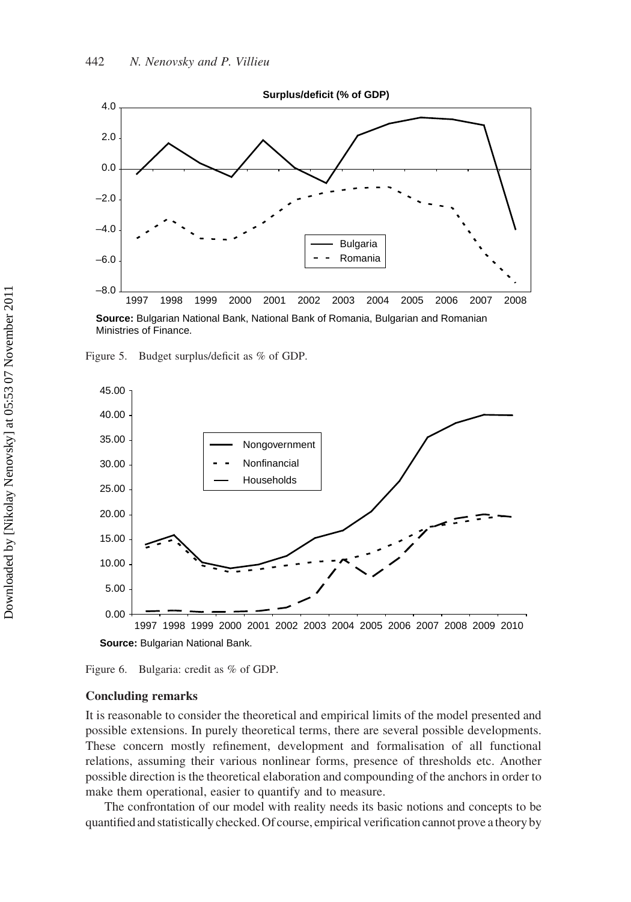Figure 5. Budget surplus/deficit as % of GDP.

Figure 6. Bulgaria: credit as % of GDP.

## Concluding remarks

It is reasonable to consider the theoretical and empirical limits of the model presented and possible extensions. In purely theoretical terms, there are several possible developments. These concern mostly refinement, development and formalisation of all functional relations, assuming their various nonlinear forms, presence of thresholds etc. Another possible direction is the theoretical elaboration and compounding of the anchors in order to make them operational, easier to quantify and to measure.

The confrontation of our model with reality needs its basic notions and concepts to be quantified and statistically checked. Of course, empirical verification cannot prove a theory by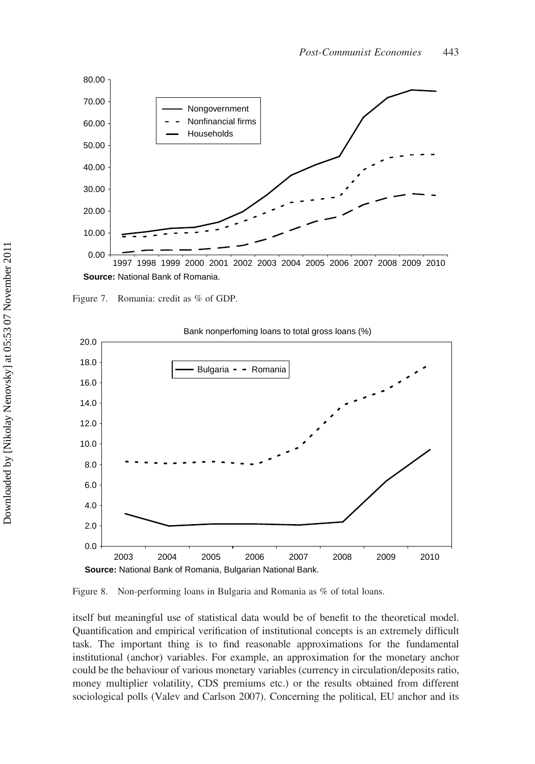Figure 7. Romania: credit as % of GDP.

Figure 8. Non-performing loans in Bulgaria and Romania as % of total loans.

itself but meaningful use of statistical data would be of benefit to the theoretical model. Quantification and empirical verification of institutional concepts is an extremely difficult task. The important thing is to find reasonable approximations for the fundamental institutional (anchor) variables. For example, an approximation for the monetary anchor could be the behaviour of various monetary variables (currency in circulation/deposits ratio, money multiplier volatility, CDS premiums etc.) or the results obtained from different sociological polls (Valev and Carlson 2007). Concerning the political, EU anchor and its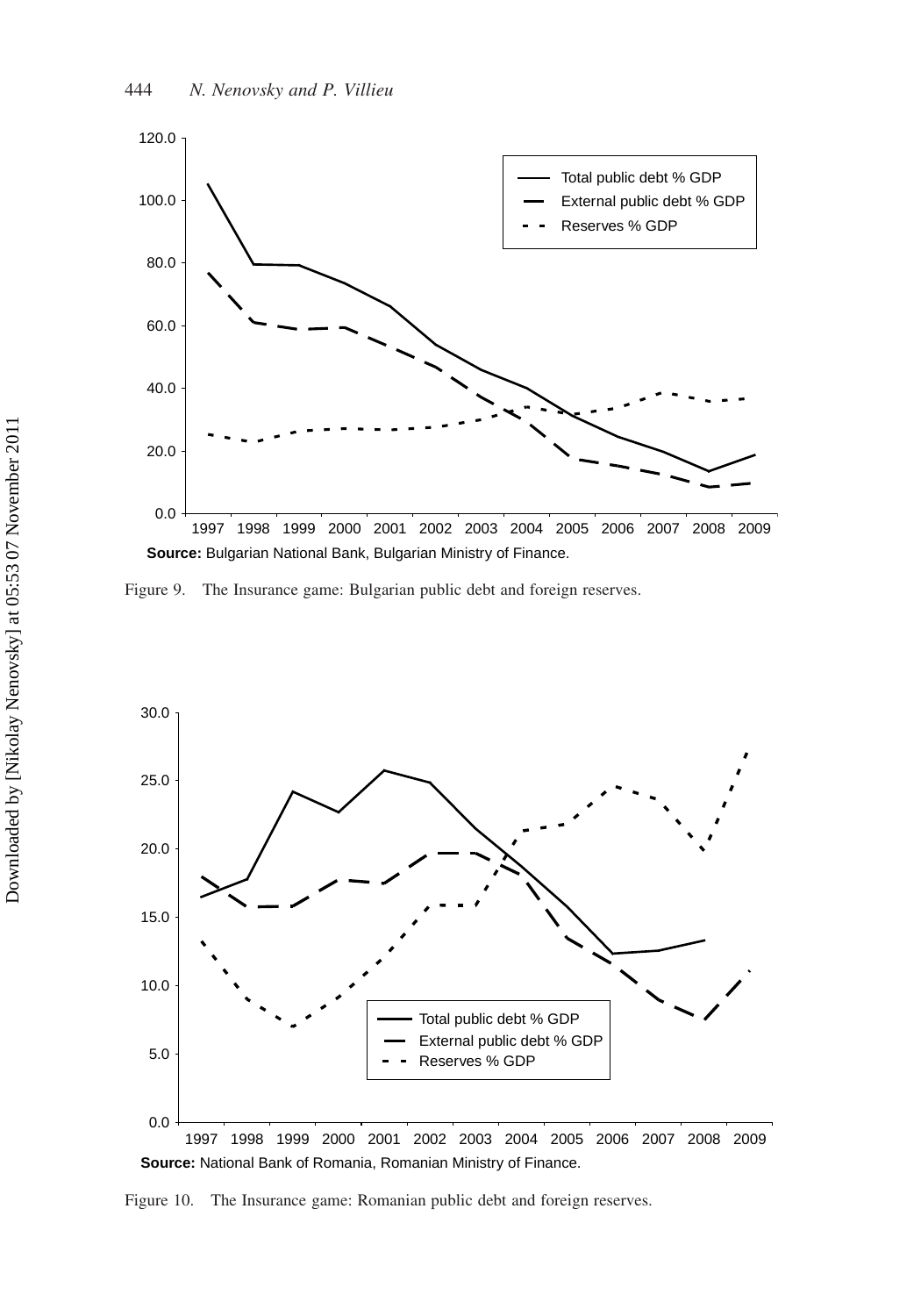**Source:** Bulgarian National Bank, Bulgarian Ministry of Finance.

Figure 9. The Insurance game: Bulgarian public debt and foreign reserves.

**Source:** National Bank of Romania, Romanian Ministry of Finance.

Figure 10. The Insurance game: Romanian public debt and foreign reserves.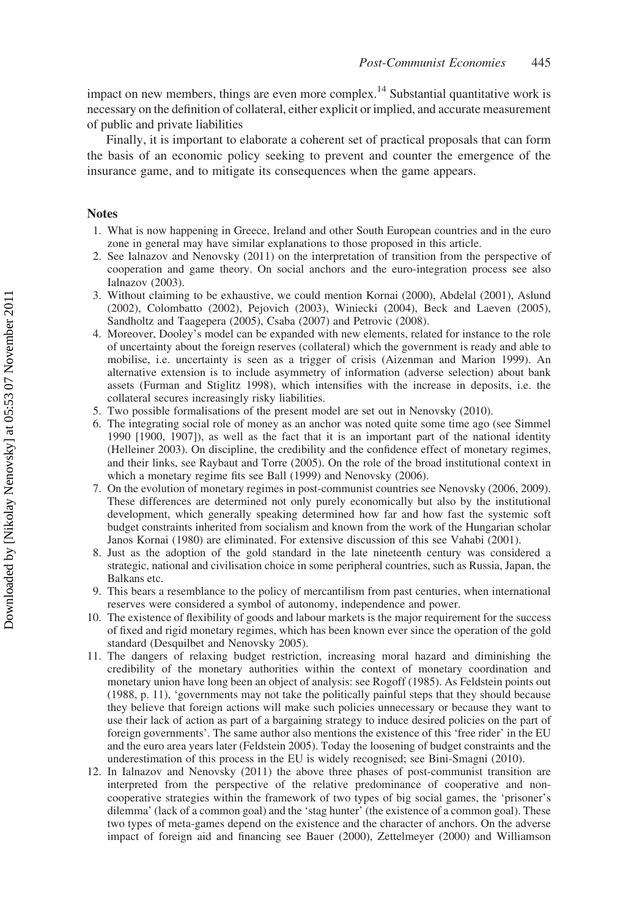impact on new members, things are even more complex.[14] Substantial quantitative work is necessary on the definition of collateral, either explicit or implied, and accurate measurement of public and private liabilities

Finally, it is important to elaborate a coherent set of practical proposals that can form the basis of an economic policy seeking to prevent and counter the emergence of the insurance game, and to mitigate its consequences when the game appears.

## Notes

1. What is now happening in Greece, Ireland and other South European countries and in the euro zone in general may have similar explanations to those proposed in this article.
2. See Ialnazov and Nenovsky (2011) on the interpretation of transition from the perspective of cooperation and game theory. On social anchors and the euro-integration process see also Ialnazov (2003).
3. Without claiming to be exhaustive, we could mention Kornai (2000), Abdelal (2001), Aslund (2002), Colombatto (2002), Pejovich (2003), Winiecki (2004), Beck and Laeven (2005), Sandholtz and Taagepera (2005), Csaba (2007) and Petrovic (2008).
4. Moreover, Dooley's model can be expanded with new elements, related for instance to the role of uncertainty about the foreign reserves (collateral) which the government is ready and able to mobilise, i.e. uncertainty is seen as a trigger of crisis (Aizenman and Marion 1999). An alternative extension is to include asymmetry of information (adverse selection) about bank assets (Furman and Stiglitz 1998), which intensifies with the increase in deposits, i.e. the collateral secures increasingly risky liabilities.
5. Two possible formalisations of the present model are set out in Nenovsky (2010).
6. The integrating social role of money as an anchor was noted quite some time ago (see Simmel 1990 [1900, 1907]), as well as the fact that it is an important part of the national identity (Helleiner 2003). On discipline, the credibility and the confidence effect of monetary regimes, and their links, see Raybaut and Torre (2005). On the role of the broad institutional context in which a monetary regime fits see Ball (1999) and Nenovsky (2006).
7. On the evolution of monetary regimes in post-communist countries see Nenovsky (2006, 2009). These differences are determined not only purely economically but also by the institutional development, which generally speaking determined how far and how fast the systemic soft budget constraints inherited from socialism and known from the work of the Hungarian scholar Janos Kornai (1980) are eliminated. For extensive discussion of this see Vahabi (2001).
8. Just as the adoption of the gold standard in the late nineteenth century was considered a strategic, national and civilisation choice in some peripheral countries, such as Russia, Japan, the Balkans etc.
9. This bears a resemblance to the policy of mercantilism from past centuries, when international reserves were considered a symbol of autonomy, independence and power.
10. The existence of flexibility of goods and labour markets is the major requirement for the success of fixed and rigid monetary regimes, which has been known ever since the operation of the gold standard (Desquilbet and Nenovsky 2005).
11. The dangers of relaxing budget restriction, increasing moral hazard and diminishing the credibility of the monetary authorities within the context of monetary coordination and monetary union have long been an object of analysis: see Rogoff (1985). As Feldstein points out (1988, p. 11), 'governments may not take the politically painful steps that they should because they believe that foreign actions will make such policies unnecessary or because they want to use their lack of action as part of a bargaining strategy to induce desired policies on the part of foreign governments'. The same author also mentions the existence of this 'free rider' in the EU and the euro area years later (Feldstein 2005). Today the loosening of budget constraints and the underestimation of this process in the EU is widely recognised; see Bini-Smagni (2010).
12. In Ialnazov and Nenovsky (2011) the above three phases of post-communist transition are interpreted from the perspective of the relative predominance of cooperative and non-cooperative strategies within the framework of two types of big social games, the 'prisoner's dilemma' (lack of a common goal) and the 'stag hunter' (the existence of a common goal). These two types of meta-games depend on the existence and the character of anchors. On the adverse impact of foreign aid and financing see Bauer (2000), Zettelmeyer (2000) and Williamson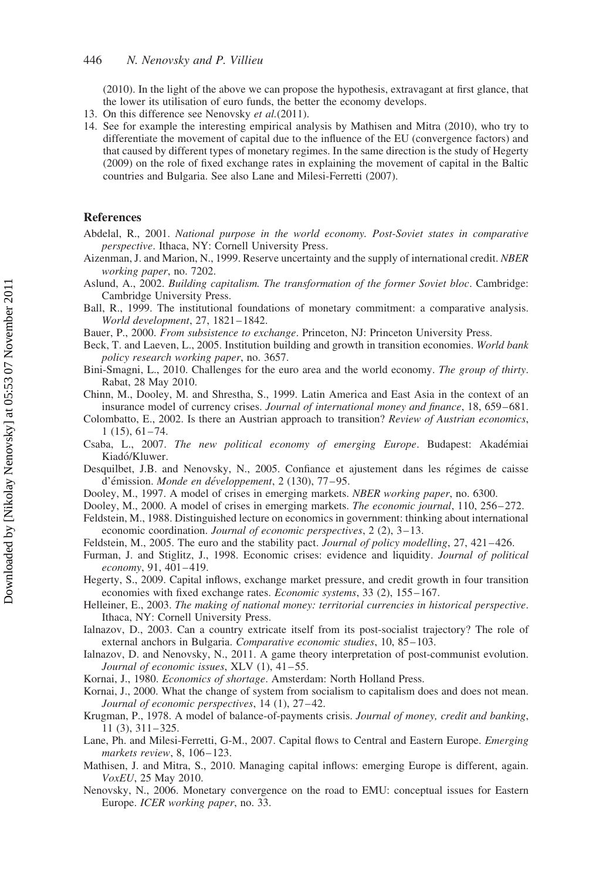(2010). In the light of the above we can propose the hypothesis, extravagant at first glance, that the lower its utilisation of euro funds, the better the economy develops.

13. On this difference see Nenovsky *et al.*(2011).
14. See for example the interesting empirical analysis by Mathisen and Mitra (2010), who try to differentiate the movement of capital due to the influence of the EU (convergence factors) and that caused by different types of monetary regimes. In the same direction is the study of Hegerty (2009) on the role of fixed exchange rates in explaining the movement of capital in the Baltic countries and Bulgaria. See also Lane and Milesi-Ferretti (2007).

## References

Abdelal, R., 2001. *National purpose in the world economy. Post-Soviet states in comparative perspective*. Ithaca, NY: Cornell University Press.

Aizenman, J. and Marion, N., 1999. Reserve uncertainty and the supply of international credit. *NBER working paper*, no. 7202.

Aslund, A., 2002. *Building capitalism. The transformation of the former Soviet bloc*. Cambridge: Cambridge University Press.

Ball, R., 1999. The institutional foundations of monetary commitment: a comparative analysis. *World development*, 27, 1821–1842.

Bauer, P., 2000. *From subsistence to exchange*. Princeton, NJ: Princeton University Press.

Beck, T. and Laeven, L., 2005. Institution building and growth in transition economies. *World bank policy research working paper*, no. 3657.

Bini-Smagni, L., 2010. Challenges for the euro area and the world economy. *The group of thirty*. Rabat, 28 May 2010.

Chinn, M., Dooley, M. and Shrestha, S., 1999. Latin America and East Asia in the context of an insurance model of currency crises. *Journal of international money and finance*, 18, 659–681.

Colombatto, E., 2002. Is there an Austrian approach to transition? *Review of Austrian economics*, 1 (15), 61–74.

Csaba, L., 2007. *The new political economy of emerging Europe*. Budapest: Akadémiai Kiadó/Kluwer.

Desquilbet, J.B. and Nenovsky, N., 2005. Confiance et ajustement dans les régimes de caisse d'émission. *Monde en développement*, 2 (130), 77–95.

Dooley, M., 1997. A model of crises in emerging markets. *NBER working paper*, no. 6300.

Dooley, M., 2000. A model of crises in emerging markets. *The economic journal*, 110, 256–272.

Feldstein, M., 1988. Distinguished lecture on economics in government: thinking about international economic coordination. *Journal of economic perspectives*, 2 (2), 3–13.

Feldstein, M., 2005. The euro and the stability pact. *Journal of policy modelling*, 27, 421–426.

Furman, J. and Stiglitz, J., 1998. Economic crises: evidence and liquidity. *Journal of political economy*, 91, 401–419.

Hegerty, S., 2009. Capital inflows, exchange market pressure, and credit growth in four transition economies with fixed exchange rates. *Economic systems*, 33 (2), 155–167.

Helleiner, E., 2003. *The making of national money: territorial currencies in historical perspective*. Ithaca, NY: Cornell University Press.

Ialnazov, D., 2003. Can a country extricate itself from its post-socialist trajectory? The role of external anchors in Bulgaria. *Comparative economic studies*, 10, 85–103.

Ialnazov, D. and Nenovsky, N., 2011. A game theory interpretation of post-communist evolution. *Journal of economic issues*, XLV (1), 41–55.

Kornai, J., 1980. *Economics of shortage*. Amsterdam: North Holland Press.

Kornai, J., 2000. What the change of system from socialism to capitalism does and does not mean. *Journal of economic perspectives*, 14 (1), 27–42.

Krugman, P., 1978. A model of balance-of-payments crisis. *Journal of money, credit and banking*, 11 (3), 311–325.

Lane, Ph. and Milesi-Ferretti, G-M., 2007. Capital flows to Central and Eastern Europe. *Emerging markets review*, 8, 106–123.

Mathisen, J. and Mitra, S., 2010. Managing capital inflows: emerging Europe is different, again. *VoxEU*, 25 May 2010.

Nenovsky, N., 2006. Monetary convergence on the road to EMU: conceptual issues for Eastern Europe. *ICER working paper*, no. 33.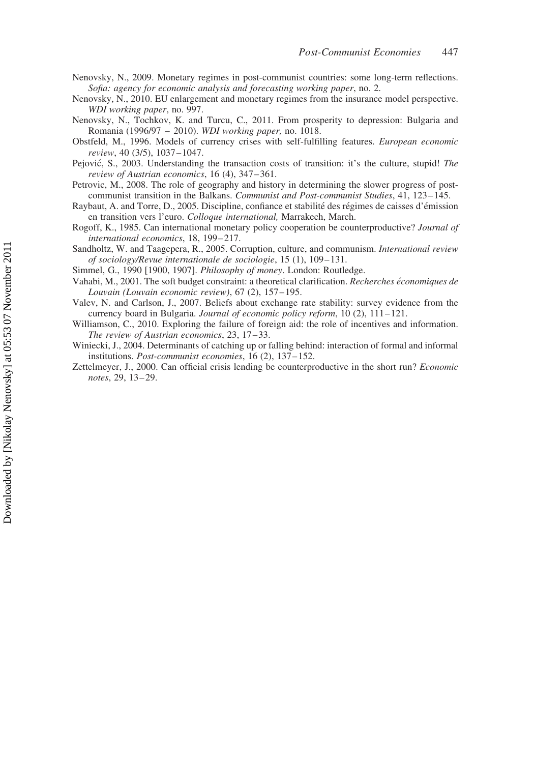Nenovsky, N., 2009. Monetary regimes in post-communist countries: some long-term reflections. *Sofia: agency for economic analysis and forecasting working paper*, no. 2.

Nenovsky, N., 2010. EU enlargement and monetary regimes from the insurance model perspective. *WDI working paper*, no. 997.

Nenovsky, N., Tochkov, K. and Turcu, C., 2011. From prosperity to depression: Bulgaria and Romania (1996/97 – 2010). *WDI working paper,* no. 1018.

Obstfeld, M., 1996. Models of currency crises with self-fulfilling features. *European economic review*, 40 (3/5), 1037–1047.

Pejović, S., 2003. Understanding the transaction costs of transition: it's the culture, stupid! *The review of Austrian economics*, 16 (4), 347–361.

Petrovic, M., 2008. The role of geography and history in determining the slower progress of post-communist transition in the Balkans. *Communist and Post-communist Studies*, 41, 123–145.

Raybaut, A. and Torre, D., 2005. Discipline, confiance et stabilité des régimes de caisses d'émission en transition vers l'euro. *Colloque international,* Marrakech, March.

Rogoff, K., 1985. Can international monetary policy cooperation be counterproductive? *Journal of international economics*, 18, 199–217.

Sandholtz, W. and Taagepera, R., 2005. Corruption, culture, and communism. *International review of sociology/Revue internationale de sociologie*, 15 (1), 109–131.

Simmel, G., 1990 [1900, 1907]. *Philosophy of money*. London: Routledge.

Vahabi, M., 2001. The soft budget constraint: a theoretical clarification. *Recherches économiques de Louvain (Louvain economic review)*, 67 (2), 157–195.

Valev, N. and Carlson, J., 2007. Beliefs about exchange rate stability: survey evidence from the currency board in Bulgaria. *Journal of economic policy reform*, 10 (2), 111–121.

Williamson, C., 2010. Exploring the failure of foreign aid: the role of incentives and information. *The review of Austrian economics*, 23, 17–33.

Winiecki, J., 2004. Determinants of catching up or falling behind: interaction of formal and informal institutions. *Post-communist economies*, 16 (2), 137–152.

Zettelmeyer, J., 2000. Can official crisis lending be counterproductive in the short run? *Economic notes*, 29, 13–29.